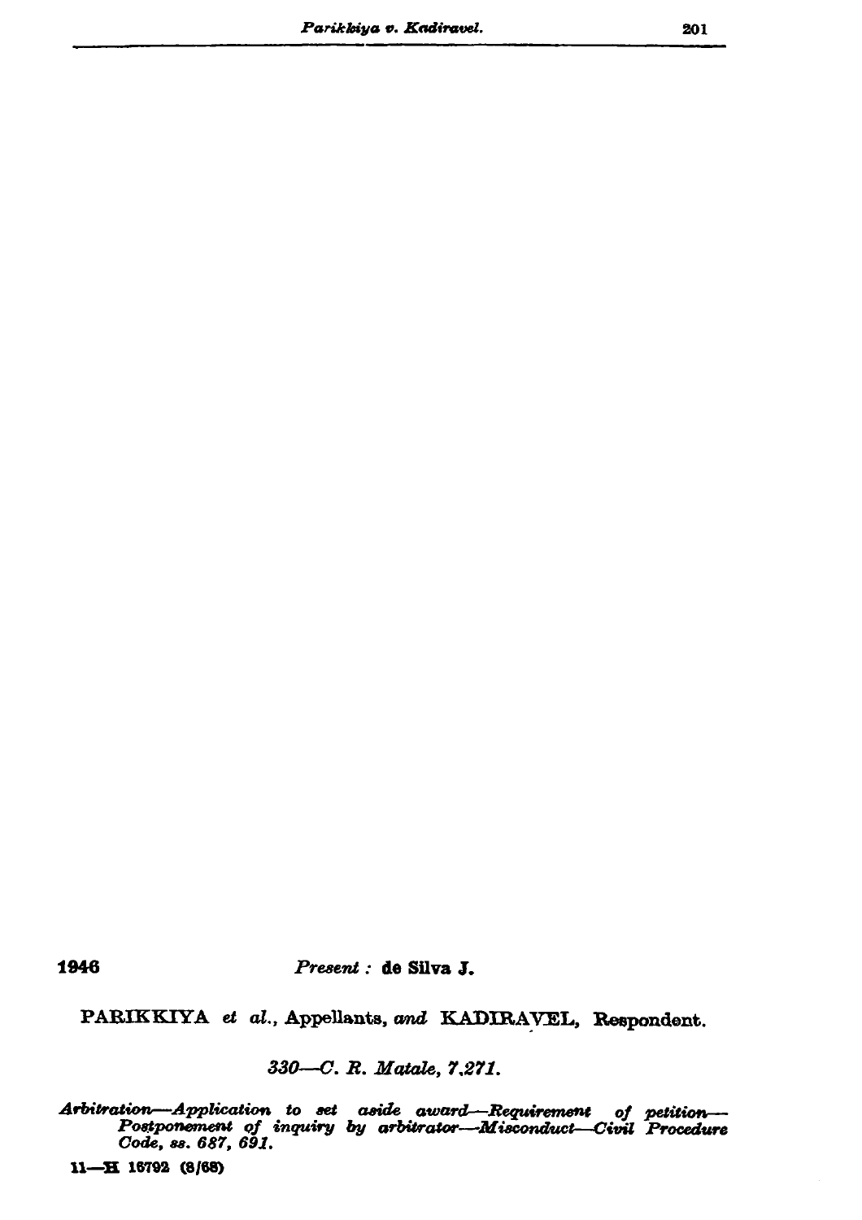1946 *Present :* **de Silva J.**

PARIKKIYA *et al.*, Appellants, *and* KADIRAVEL, Respondent.

*330—C. R. Matale, 7,271.*

*Arbitration—Application to set aside award—Requirement of petition—Postponement of inquiry by arbitrator—Misconduct—Civil Procedure Code, ss. 687, 691.*

11—H 16792 (8/68)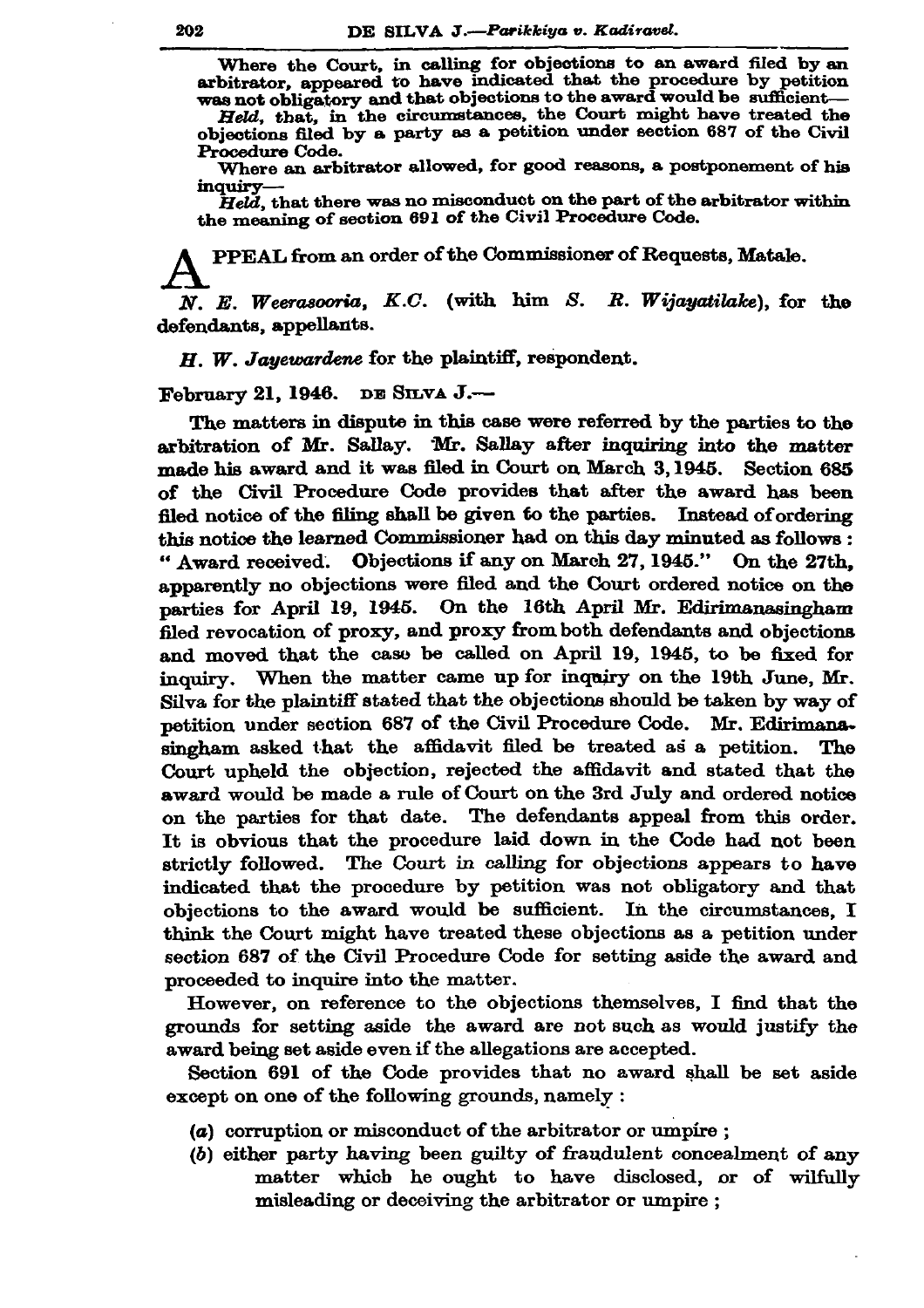Where the Court, in calling for objections to an award filed by an arbitrator, appeared to have indicated that the procedure by petition was not obligatory and that objections to the award would be sufficient—

*Held*, that, in the circumstances, the Court might have treated the objections filed by a party as a petition under section 687 of the Civil Procedure Code.

Where an arbitrator allowed, for good reasons, a postponement of his inquiry—

*Held*, that there was no misconduct on the part of the arbitrator within the meaning of section 691 of the Civil Procedure Code.

APPEAL from an order of the Commissioner of Requests, Matale.

*N. E. Weerasooria, K.C.* (with him *S. R. Wijayatilake*), for the defendants, appellants.

*H. W. Jayewardene* for the plaintiff, respondent.

February 21, 1946. DE SILVA J.—

The matters in dispute in this case were referred by the parties to the arbitration of Mr. Sallay. Mr. Sallay after inquiring into the matter made his award and it was filed in Court on March 3, 1945. Section 685 of the Civil Procedure Code provides that after the award has been filed notice of the filing shall be given to the parties. Instead of ordering this notice the learned Commissioner had on this day minuted as follows: " Award received. Objections if any on March 27, 1945." On the 27th, apparently no objections were filed and the Court ordered notice on the parties for April 19, 1945. On the 16th April Mr. Edirimanasingham filed revocation of proxy, and proxy from both defendants and objections and moved that the case be called on April 19, 1945, to be fixed for inquiry. When the matter came up for inquiry on the 19th June, Mr. Silva for the plaintiff stated that the objections should be taken by way of petition under section 687 of the Civil Procedure Code. Mr. Edirimanasingham asked that the affidavit filed be treated as a petition. The Court upheld the objection, rejected the affidavit and stated that the award would be made a rule of Court on the 3rd July and ordered notice on the parties for that date. The defendants appeal from this order. It is obvious that the procedure laid down in the Code had not been strictly followed. The Court in calling for objections appears to have indicated that the procedure by petition was not obligatory and that objections to the award would be sufficient. In the circumstances, I think the Court might have treated these objections as a petition under section 687 of the Civil Procedure Code for setting aside the award and proceeded to inquire into the matter.

However, on reference to the objections themselves, I find that the grounds for setting aside the award are not such as would justify the award being set aside even if the allegations are accepted.

Section 691 of the Code provides that no award shall be set aside except on one of the following grounds, namely :

(*a*) corruption or misconduct of the arbitrator or umpire ;

(*b*) either party having been guilty of fraudulent concealment of any matter which he ought to have disclosed, or of wilfully misleading or deceiving the arbitrator or umpire ;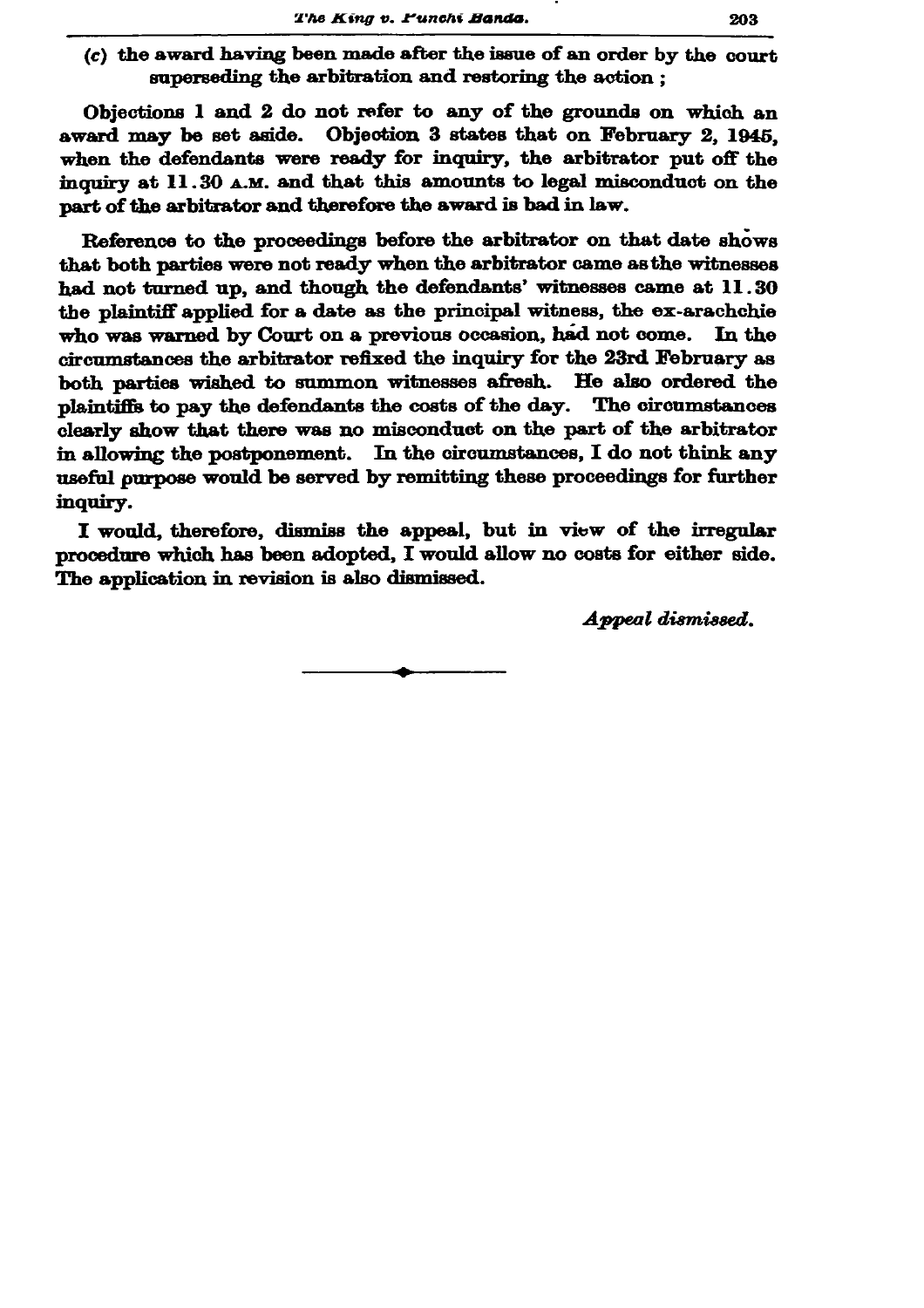(c) the award having been made after the issue of an order by the court superseding the arbitration and restoring the action ;

Objections 1 and 2 do not refer to any of the grounds on which an award may be set aside. Objection 3 states that on February 2, 1945, when the defendants were ready for inquiry, the arbitrator put off the inquiry at 11.30 A.M. and that this amounts to legal misconduct on the part of the arbitrator and therefore the award is bad in law.

Reference to the proceedings before the arbitrator on that date shows that both parties were not ready when the arbitrator came as the witnesses had not turned up, and though the defendants' witnesses came at 11.30 the plaintiff applied for a date as the principal witness, the ex-arachchie who was warned by Court on a previous occasion, had not come. In the circumstances the arbitrator refixed the inquiry for the 23rd February as both parties wished to summon witnesses afresh. He also ordered the plaintiffs to pay the defendants the costs of the day. The circumstances clearly show that there was no misconduct on the part of the arbitrator in allowing the postponement. In the circumstances, I do not think any useful purpose would be served by remitting these proceedings for further inquiry.

I would, therefore, dismiss the appeal, but in view of the irregular procedure which has been adopted, I would allow no costs for either side. The application in revision is also dismissed.

*Appeal dismissed.*